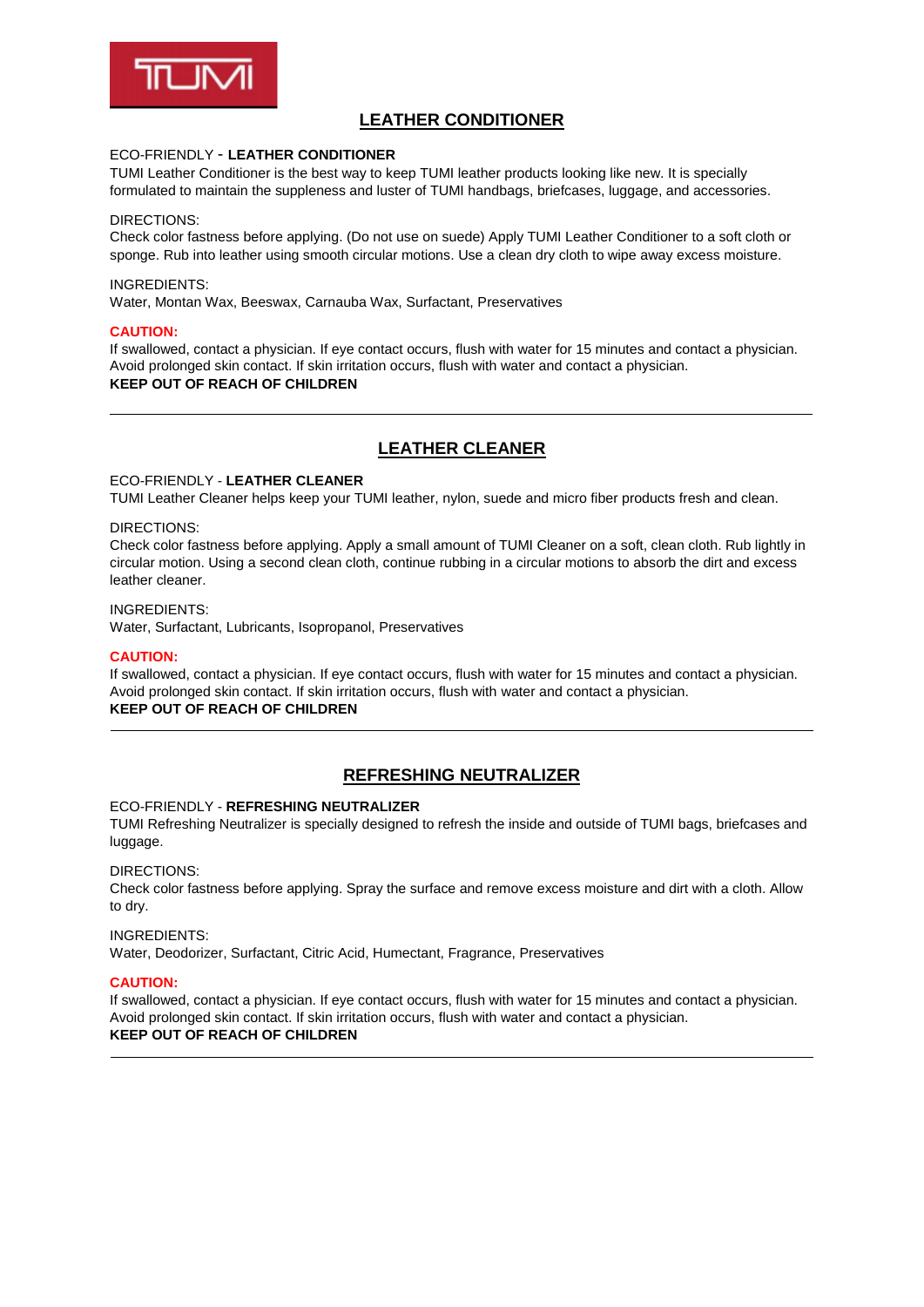TUMI

## LEATHER CONDITIONER

ECO-FRIENDLY - **LEATHER CONDITIONER**
TUMI Leather Conditioner is the best way to keep TUMI leather products looking like new. It is specially formulated to maintain the suppleness and luster of TUMI handbags, briefcases, luggage, and accessories.

DIRECTIONS:
Check color fastness before applying. (Do not use on suede) Apply TUMI Leather Conditioner to a soft cloth or sponge. Rub into leather using smooth circular motions. Use a clean dry cloth to wipe away excess moisture.

INGREDIENTS:
Water, Montan Wax, Beeswax, Carnauba Wax, Surfactant, Preservatives

**CAUTION:**
If swallowed, contact a physician. If eye contact occurs, flush with water for 15 minutes and contact a physician. Avoid prolonged skin contact. If skin irritation occurs, flush with water and contact a physician.
**KEEP OUT OF REACH OF CHILDREN**

---

## LEATHER CLEANER

ECO-FRIENDLY - **LEATHER CLEANER**
TUMI Leather Cleaner helps keep your TUMI leather, nylon, suede and micro fiber products fresh and clean.

DIRECTIONS:
Check color fastness before applying. Apply a small amount of TUMI Cleaner on a soft, clean cloth. Rub lightly in circular motion. Using a second clean cloth, continue rubbing in a circular motions to absorb the dirt and excess leather cleaner.

INGREDIENTS:
Water, Surfactant, Lubricants, Isopropanol, Preservatives

**CAUTION:**
If swallowed, contact a physician. If eye contact occurs, flush with water for 15 minutes and contact a physician. Avoid prolonged skin contact. If skin irritation occurs, flush with water and contact a physician.
**KEEP OUT OF REACH OF CHILDREN**

---

## REFRESHING NEUTRALIZER

ECO-FRIENDLY - **REFRESHING NEUTRALIZER**
TUMI Refreshing Neutralizer is specially designed to refresh the inside and outside of TUMI bags, briefcases and luggage.

DIRECTIONS:
Check color fastness before applying. Spray the surface and remove excess moisture and dirt with a cloth. Allow to dry.

INGREDIENTS:
Water, Deodorizer, Surfactant, Citric Acid, Humectant, Fragrance, Preservatives

**CAUTION:**
If swallowed, contact a physician. If eye contact occurs, flush with water for 15 minutes and contact a physician. Avoid prolonged skin contact. If skin irritation occurs, flush with water and contact a physician.
**KEEP OUT OF REACH OF CHILDREN**

---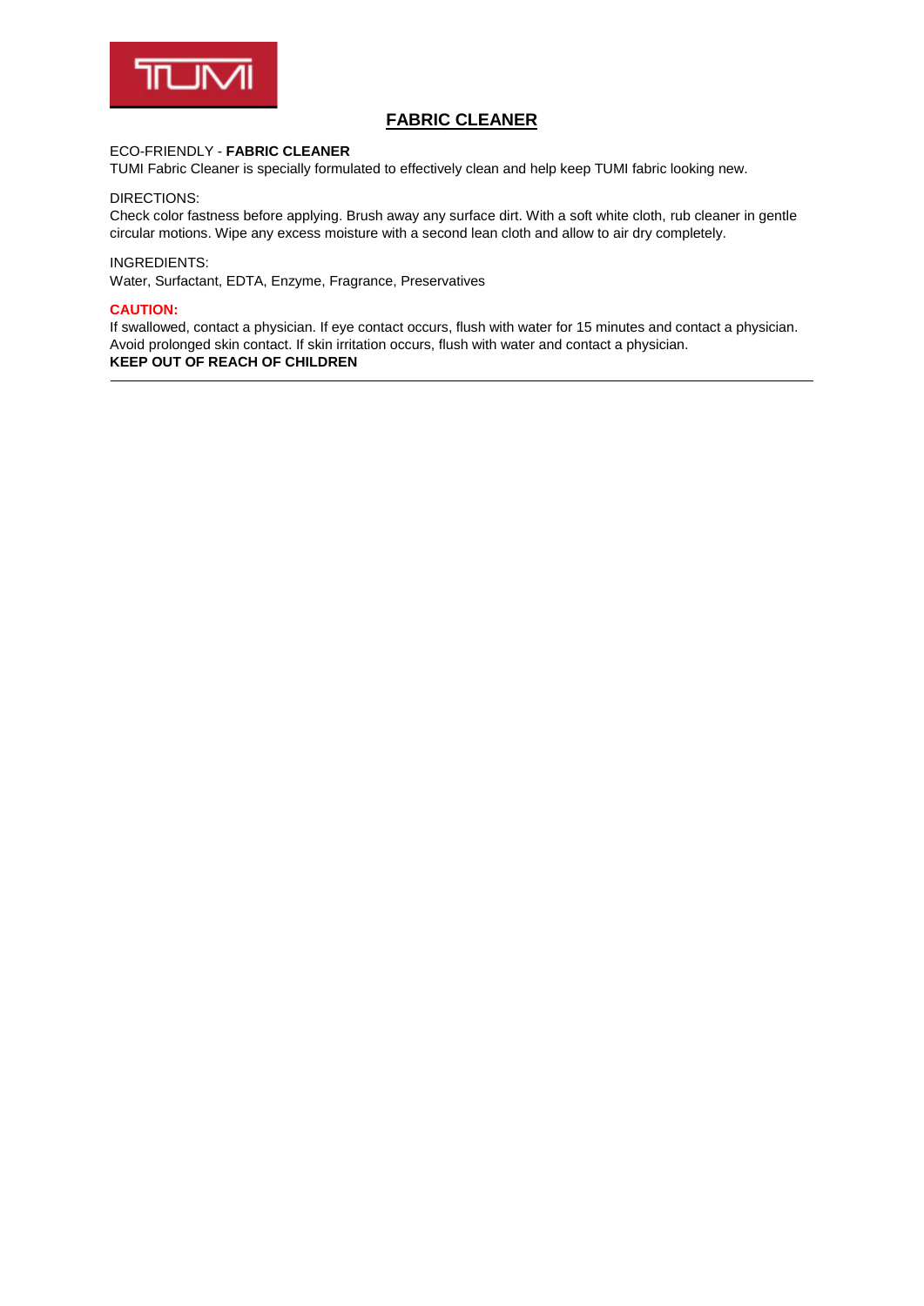TUMI

# FABRIC CLEANER

ECO-FRIENDLY - **FABRIC CLEANER**
TUMI Fabric Cleaner is specially formulated to effectively clean and help keep TUMI fabric looking new.

DIRECTIONS:
Check color fastness before applying. Brush away any surface dirt. With a soft white cloth, rub cleaner in gentle circular motions. Wipe any excess moisture with a second lean cloth and allow to air dry completely.

INGREDIENTS:
Water, Surfactant, EDTA, Enzyme, Fragrance, Preservatives

**CAUTION:**
If swallowed, contact a physician. If eye contact occurs, flush with water for 15 minutes and contact a physician. Avoid prolonged skin contact. If skin irritation occurs, flush with water and contact a physician.
**KEEP OUT OF REACH OF CHILDREN**